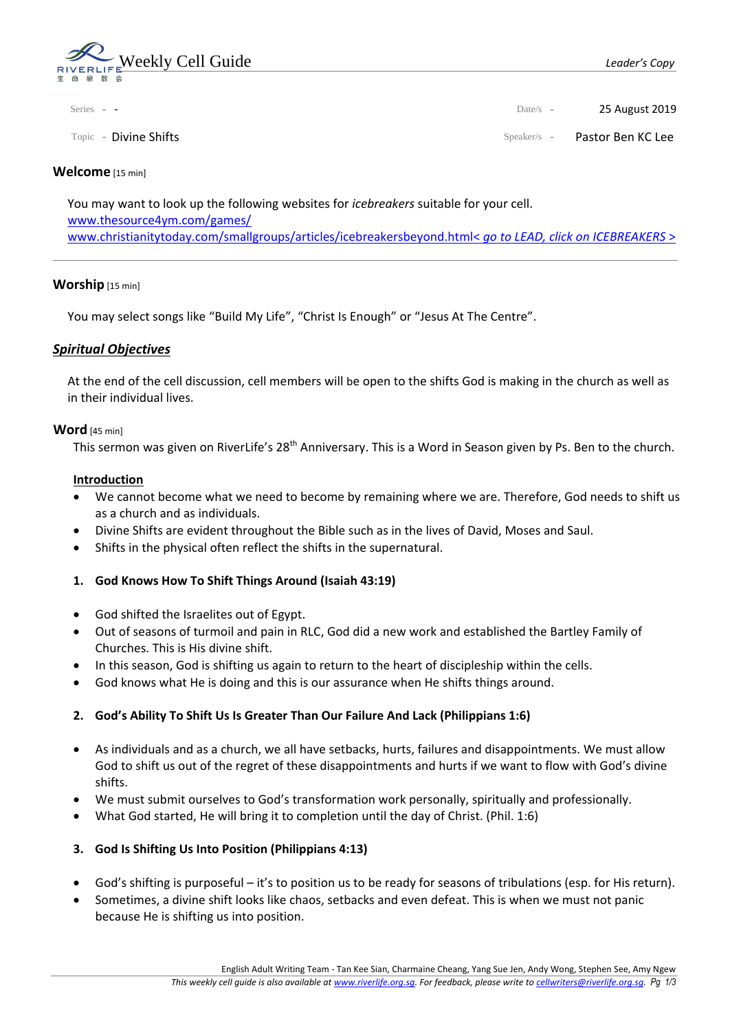# Weekly Cell Guide

*Leader's Copy*

Series - -

Date/s - 25 August 2019

Topic - Divine Shifts

Speaker/s - Pastor Ben KC Lee

## Welcome [15 min]

You may want to look up the following websites for *icebreakers* suitable for your cell.
www.thesource4ym.com/games/
www.christianitytoday.com/smallgroups/articles/icebreakersbeyond.html< *go to LEAD, click on ICEBREAKERS >*

---

## Worship [15 min]

You may select songs like "Build My Life", "Christ Is Enough" or "Jesus At The Centre".

## ***Spiritual Objectives***

At the end of the cell discussion, cell members will be open to the shifts God is making in the church as well as in their individual lives.

## Word [45 min]

This sermon was given on RiverLife's 28th Anniversary. This is a Word in Season given by Ps. Ben to the church.

**Introduction**

- We cannot become what we need to become by remaining where we are. Therefore, God needs to shift us as a church and as individuals.
- Divine Shifts are evident throughout the Bible such as in the lives of David, Moses and Saul.
- Shifts in the physical often reflect the shifts in the supernatural.

**1. God Knows How To Shift Things Around (Isaiah 43:19)**

- God shifted the Israelites out of Egypt.
- Out of seasons of turmoil and pain in RLC, God did a new work and established the Bartley Family of Churches. This is His divine shift.
- In this season, God is shifting us again to return to the heart of discipleship within the cells.
- God knows what He is doing and this is our assurance when He shifts things around.

**2. God's Ability To Shift Us Is Greater Than Our Failure And Lack (Philippians 1:6)**

- As individuals and as a church, we all have setbacks, hurts, failures and disappointments. We must allow God to shift us out of the regret of these disappointments and hurts if we want to flow with God's divine shifts.
- We must submit ourselves to God's transformation work personally, spiritually and professionally.
- What God started, He will bring it to completion until the day of Christ. (Phil. 1:6)

**3. God Is Shifting Us Into Position (Philippians 4:13)**

- God's shifting is purposeful – it's to position us to be ready for seasons of tribulations (esp. for His return).
- Sometimes, a divine shift looks like chaos, setbacks and even defeat. This is when we must not panic because He is shifting us into position.

English Adult Writing Team - Tan Kee Sian, Charmaine Cheang, Yang Sue Jen, Andy Wong, Stephen See, Amy Ngew
*This weekly cell guide is also available at www.riverlife.org.sg. For feedback, please write to cellwriters@riverlife.org.sg.*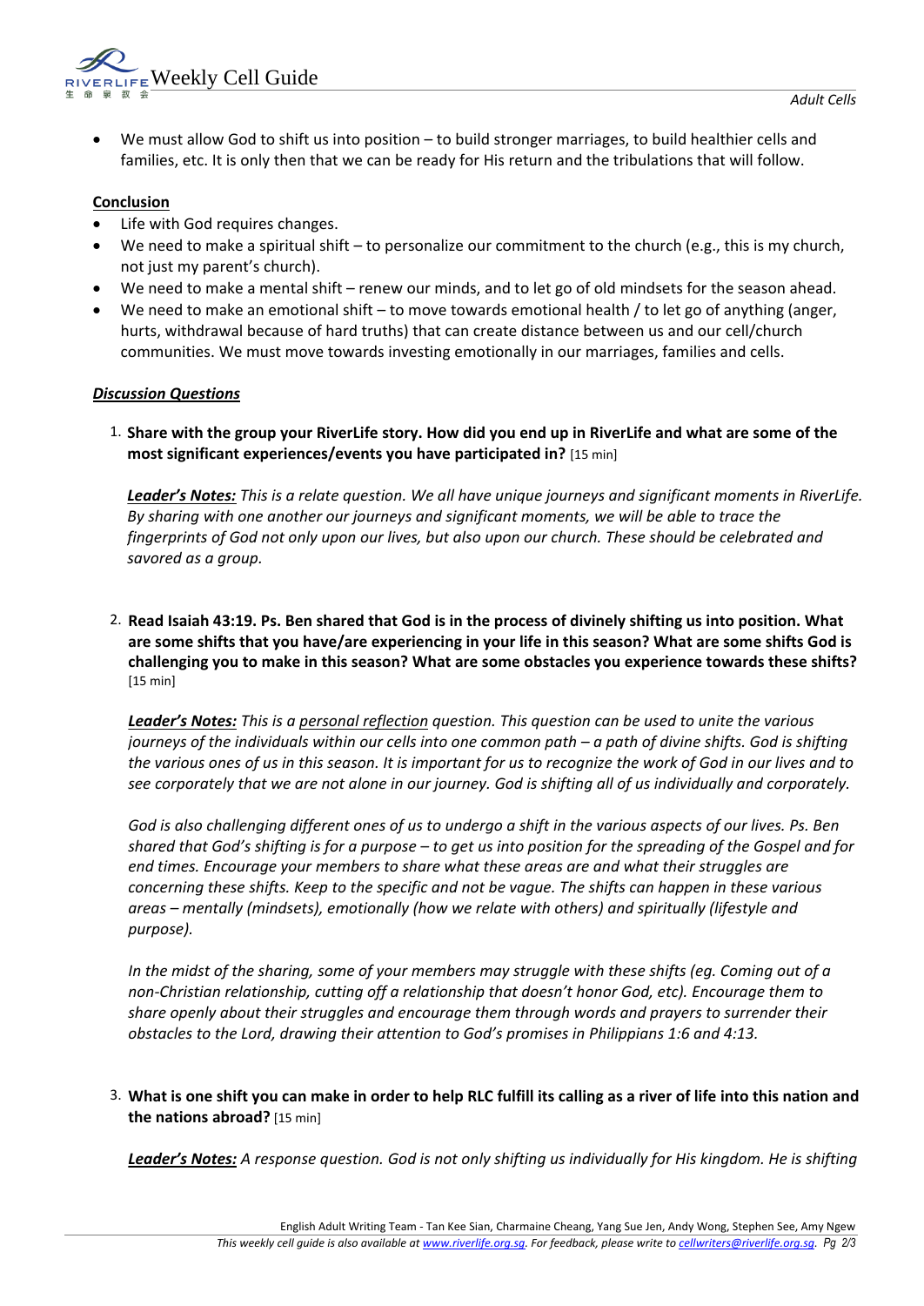- We must allow God to shift us into position – to build stronger marriages, to build healthier cells and families, etc. It is only then that we can be ready for His return and the tribulations that will follow.

**Conclusion**

- Life with God requires changes.
- We need to make a spiritual shift – to personalize our commitment to the church (e.g., this is my church, not just my parent's church).
- We need to make a mental shift – renew our minds, and to let go of old mindsets for the season ahead.
- We need to make an emotional shift – to move towards emotional health / to let go of anything (anger, hurts, withdrawal because of hard truths) that can create distance between us and our cell/church communities. We must move towards investing emotionally in our marriages, families and cells.

***Discussion Questions***

1. **Share with the group your RiverLife story. How did you end up in RiverLife and what are some of the most significant experiences/events you have participated in?** [15 min]

   ***Leader's Notes:*** *This is a relate question. We all have unique journeys and significant moments in RiverLife. By sharing with one another our journeys and significant moments, we will be able to trace the fingerprints of God not only upon our lives, but also upon our church. These should be celebrated and savored as a group.*

2. **Read Isaiah 43:19. Ps. Ben shared that God is in the process of divinely shifting us into position. What are some shifts that you have/are experiencing in your life in this season? What are some shifts God is challenging you to make in this season? What are some obstacles you experience towards these shifts?** [15 min]

   ***Leader's Notes:*** *This is a personal reflection question. This question can be used to unite the various journeys of the individuals within our cells into one common path – a path of divine shifts. God is shifting the various ones of us in this season. It is important for us to recognize the work of God in our lives and to see corporately that we are not alone in our journey. God is shifting all of us individually and corporately.*

   *God is also challenging different ones of us to undergo a shift in the various aspects of our lives. Ps. Ben shared that God's shifting is for a purpose – to get us into position for the spreading of the Gospel and for end times. Encourage your members to share what these areas are and what their struggles are concerning these shifts. Keep to the specific and not be vague. The shifts can happen in these various areas – mentally (mindsets), emotionally (how we relate with others) and spiritually (lifestyle and purpose).*

   *In the midst of the sharing, some of your members may struggle with these shifts (eg. Coming out of a non-Christian relationship, cutting off a relationship that doesn't honor God, etc). Encourage them to share openly about their struggles and encourage them through words and prayers to surrender their obstacles to the Lord, drawing their attention to God's promises in Philippians 1:6 and 4:13.*

3. **What is one shift you can make in order to help RLC fulfill its calling as a river of life into this nation and the nations abroad?** [15 min]

   ***Leader's Notes:*** *A response question. God is not only shifting us individually for His kingdom. He is shifting*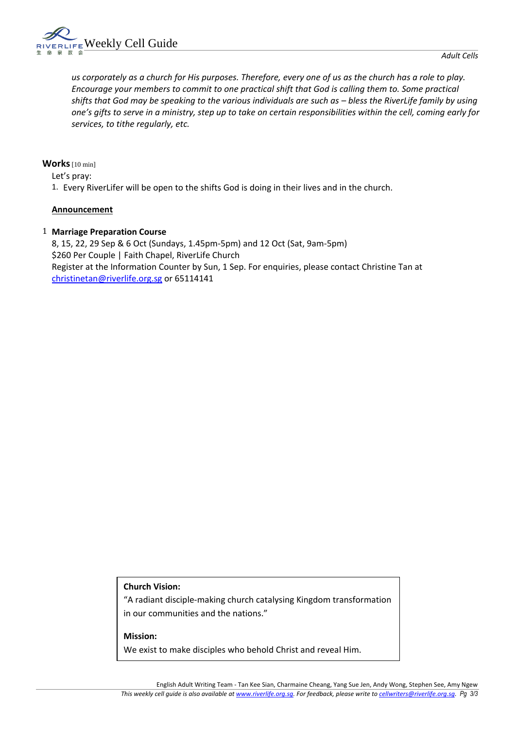*us corporately as a church for His purposes. Therefore, every one of us as the church has a role to play. Encourage your members to commit to one practical shift that God is calling them to. Some practical shifts that God may be speaking to the various individuals are such as – bless the RiverLife family by using one's gifts to serve in a ministry, step up to take on certain responsibilities within the cell, coming early for services, to tithe regularly, etc.*

**Works** [10 min]

Let's pray:

1. Every RiverLifer will be open to the shifts God is doing in their lives and in the church.

**<u>Announcement</u>**

1 **Marriage Preparation Course**
8, 15, 22, 29 Sep & 6 Oct (Sundays, 1.45pm-5pm) and 12 Oct (Sat, 9am-5pm)
$260 Per Couple | Faith Chapel, RiverLife Church
Register at the Information Counter by Sun, 1 Sep. For enquiries, please contact Christine Tan at christinetan@riverlife.org.sg or 65114141

**Church Vision:**
"A radiant disciple-making church catalysing Kingdom transformation in our communities and the nations."

**Mission:**
We exist to make disciples who behold Christ and reveal Him.

English Adult Writing Team - Tan Kee Sian, Charmaine Cheang, Yang Sue Jen, Andy Wong, Stephen See, Amy Ngew